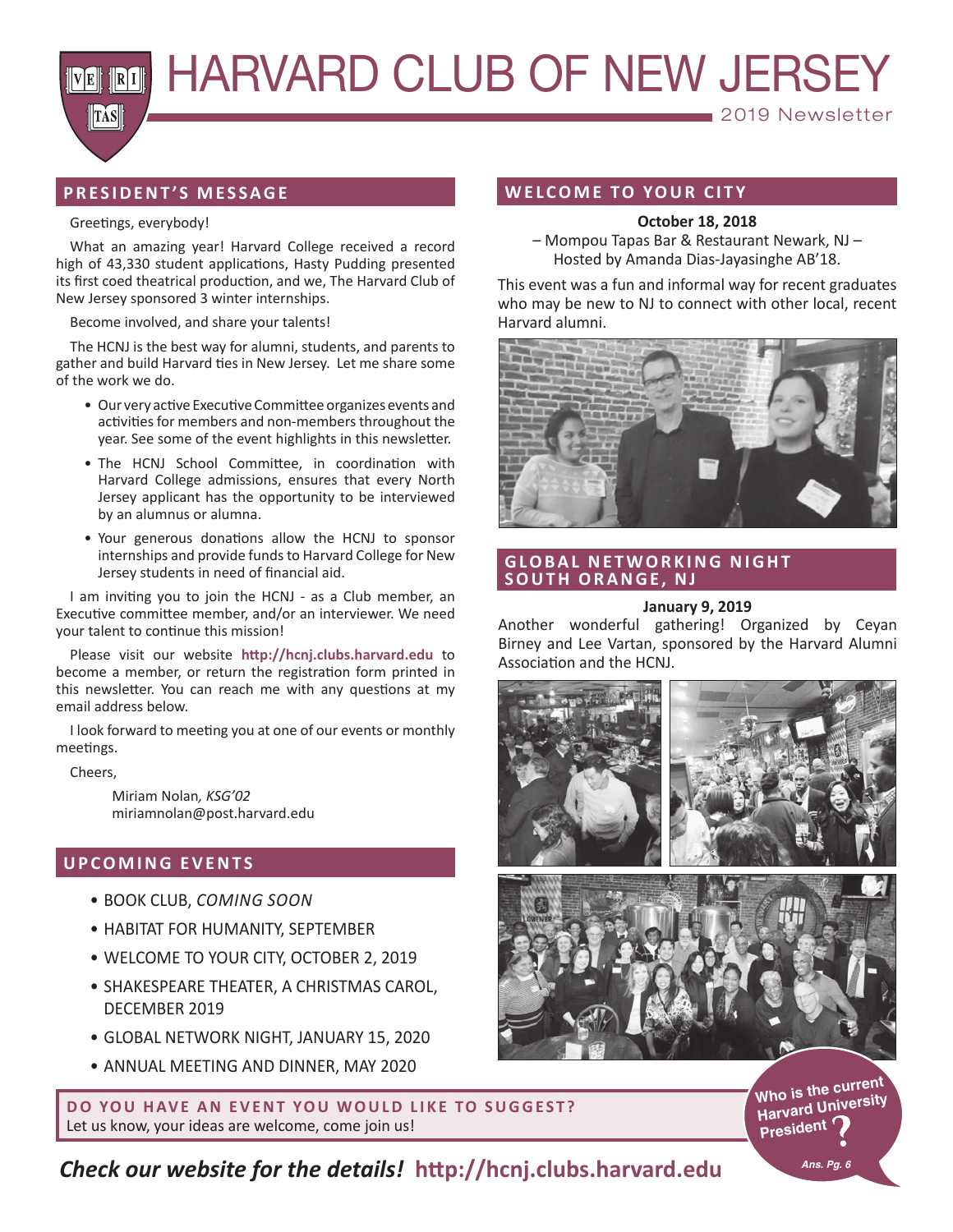# HARVARD CLUB OF NEW JERSEY

2019 Newsletter

## PRESIDENT'S MESSAGE

Greetings, everybody!

What an amazing year! Harvard College received a record high of 43,330 student applications, Hasty Pudding presented its first coed theatrical production, and we, The Harvard Club of New Jersey sponsored 3 winter internships.

Become involved, and share your talents!

The HCNJ is the best way for alumni, students, and parents to gather and build Harvard ties in New Jersey. Let me share some of the work we do.

- Our very active Executive Committee organizes events and activities for members and non-members throughout the year. See some of the event highlights in this newsletter.
- The HCNJ School Committee, in coordination with Harvard College admissions, ensures that every North Jersey applicant has the opportunity to be interviewed by an alumnus or alumna.
- Your generous donations allow the HCNJ to sponsor internships and provide funds to Harvard College for New Jersey students in need of financial aid.

I am inviting you to join the HCNJ - as a Club member, an Executive committee member, and/or an interviewer. We need your talent to continue this mission!

Please visit our website **http://hcnj.clubs.harvard.edu** to become a member, or return the registration form printed in this newsletter. You can reach me with any questions at my email address below.

I look forward to meeting you at one of our events or monthly meetings.

Cheers,

Miriam Nolan, *KSG'02*
miriamnolan@post.harvard.edu

## UPCOMING EVENTS

- BOOK CLUB, *COMING SOON*
- HABITAT FOR HUMANITY, SEPTEMBER
- WELCOME TO YOUR CITY, OCTOBER 2, 2019
- SHAKESPEARE THEATER, A CHRISTMAS CAROL, DECEMBER 2019
- GLOBAL NETWORK NIGHT, JANUARY 15, 2020
- ANNUAL MEETING AND DINNER, MAY 2020

## WELCOME TO YOUR CITY

**October 18, 2018**

– Mompou Tapas Bar & Restaurant Newark, NJ –
Hosted by Amanda Dias-Jayasinghe AB'18.

This event was a fun and informal way for recent graduates who may be new to NJ to connect with other local, recent Harvard alumni.

## GLOBAL NETWORKING NIGHT SOUTH ORANGE, NJ

**January 9, 2019**

Another wonderful gathering! Organized by Ceyan Birney and Lee Vartan, sponsored by the Harvard Alumni Association and the HCNJ.

**DO YOU HAVE AN EVENT YOU WOULD LIKE TO SUGGEST?**
Let us know, your ideas are welcome, come join us!

Who is the current Harvard University President?
*Ans. Pg. 6*

***Check our website for the details!*** **http://hcnj.clubs.harvard.edu**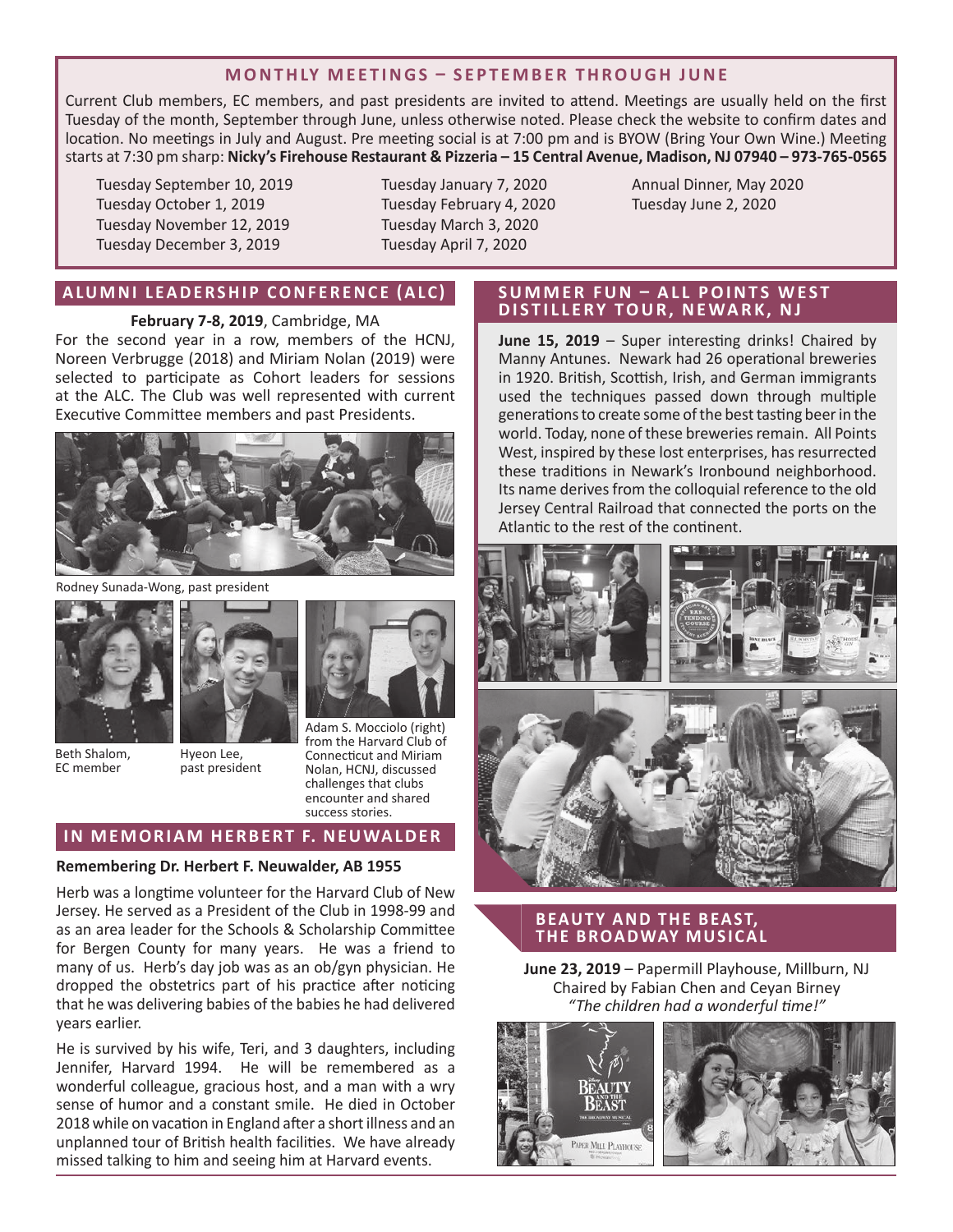## MONTHLY MEETINGS – SEPTEMBER THROUGH JUNE

Current Club members, EC members, and past presidents are invited to attend. Meetings are usually held on the first Tuesday of the month, September through June, unless otherwise noted. Please check the website to confirm dates and location. No meetings in July and August. Pre meeting social is at 7:00 pm and is BYOW (Bring Your Own Wine.) Meeting starts at 7:30 pm sharp: **Nicky's Firehouse Restaurant & Pizzeria – 15 Central Avenue, Madison, NJ 07940 – 973-765-0565**

Tuesday September 10, 2019
Tuesday October 1, 2019
Tuesday November 12, 2019
Tuesday December 3, 2019
Tuesday January 7, 2020
Tuesday February 4, 2020
Tuesday March 3, 2020
Tuesday April 7, 2020
Annual Dinner, May 2020
Tuesday June 2, 2020

## ALUMNI LEADERSHIP CONFERENCE (ALC)

**February 7-8, 2019**, Cambridge, MA

For the second year in a row, members of the HCNJ, Noreen Verbrugge (2018) and Miriam Nolan (2019) were selected to participate as Cohort leaders for sessions at the ALC. The Club was well represented with current Executive Committee members and past Presidents.

Rodney Sunada-Wong, past president

Beth Shalom, EC member

Hyeon Lee, past president

Adam S. Mocciolo (right) from the Harvard Club of Connecticut and Miriam Nolan, HCNJ, discussed challenges that clubs encounter and shared success stories.

## IN MEMORIAM HERBERT F. NEUWALDER

**Remembering Dr. Herbert F. Neuwalder, AB 1955**

Herb was a longtime volunteer for the Harvard Club of New Jersey. He served as a President of the Club in 1998-99 and as an area leader for the Schools & Scholarship Committee for Bergen County for many years. He was a friend to many of us. Herb's day job was as an ob/gyn physician. He dropped the obstetrics part of his practice after noticing that he was delivering babies of the babies he had delivered years earlier.

He is survived by his wife, Teri, and 3 daughters, including Jennifer, Harvard 1994. He will be remembered as a wonderful colleague, gracious host, and a man with a wry sense of humor and a constant smile. He died in October 2018 while on vacation in England after a short illness and an unplanned tour of British health facilities. We have already missed talking to him and seeing him at Harvard events.

## SUMMER FUN – ALL POINTS WEST DISTILLERY TOUR, NEWARK, NJ

**June 15, 2019** – Super interesting drinks! Chaired by Manny Antunes. Newark had 26 operational breweries in 1920. British, Scottish, Irish, and German immigrants used the techniques passed down through multiple generations to create some of the best tasting beer in the world. Today, none of these breweries remain. All Points West, inspired by these lost enterprises, has resurrected these traditions in Newark's Ironbound neighborhood. Its name derives from the colloquial reference to the old Jersey Central Railroad that connected the ports on the Atlantic to the rest of the continent.

## BEAUTY AND THE BEAST, THE BROADWAY MUSICAL

**June 23, 2019** – Papermill Playhouse, Millburn, NJ
Chaired by Fabian Chen and Ceyan Birney
*"The children had a wonderful time!"*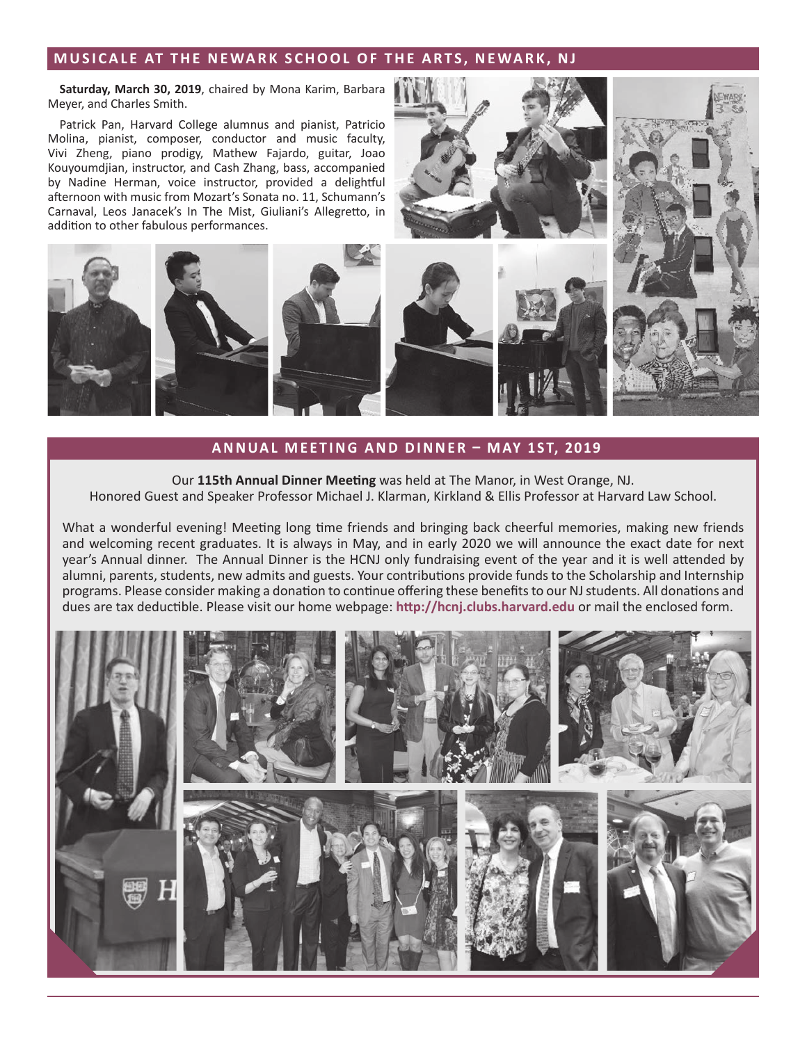## MUSICALE AT THE NEWARK SCHOOL OF THE ARTS, NEWARK, NJ

**Saturday, March 30, 2019**, chaired by Mona Karim, Barbara Meyer, and Charles Smith.

Patrick Pan, Harvard College alumnus and pianist, Patricio Molina, pianist, composer, conductor and music faculty, Vivi Zheng, piano prodigy, Mathew Fajardo, guitar, Joao Kouyoumdjian, instructor, and Cash Zhang, bass, accompanied by Nadine Herman, voice instructor, provided a delightful afternoon with music from Mozart's Sonata no. 11, Schumann's Carnaval, Leos Janacek's In The Mist, Giuliani's Allegretto, in addition to other fabulous performances.

## ANNUAL MEETING AND DINNER – MAY 1ST, 2019

Our **115th Annual Dinner Meeting** was held at The Manor, in West Orange, NJ.
Honored Guest and Speaker Professor Michael J. Klarman, Kirkland & Ellis Professor at Harvard Law School.

What a wonderful evening! Meeting long time friends and bringing back cheerful memories, making new friends and welcoming recent graduates. It is always in May, and in early 2020 we will announce the exact date for next year's Annual dinner. The Annual Dinner is the HCNJ only fundraising event of the year and it is well attended by alumni, parents, students, new admits and guests. Your contributions provide funds to the Scholarship and Internship programs. Please consider making a donation to continue offering these benefits to our NJ students. All donations and dues are tax deductible. Please visit our home webpage: **http://hcnj.clubs.harvard.edu** or mail the enclosed form.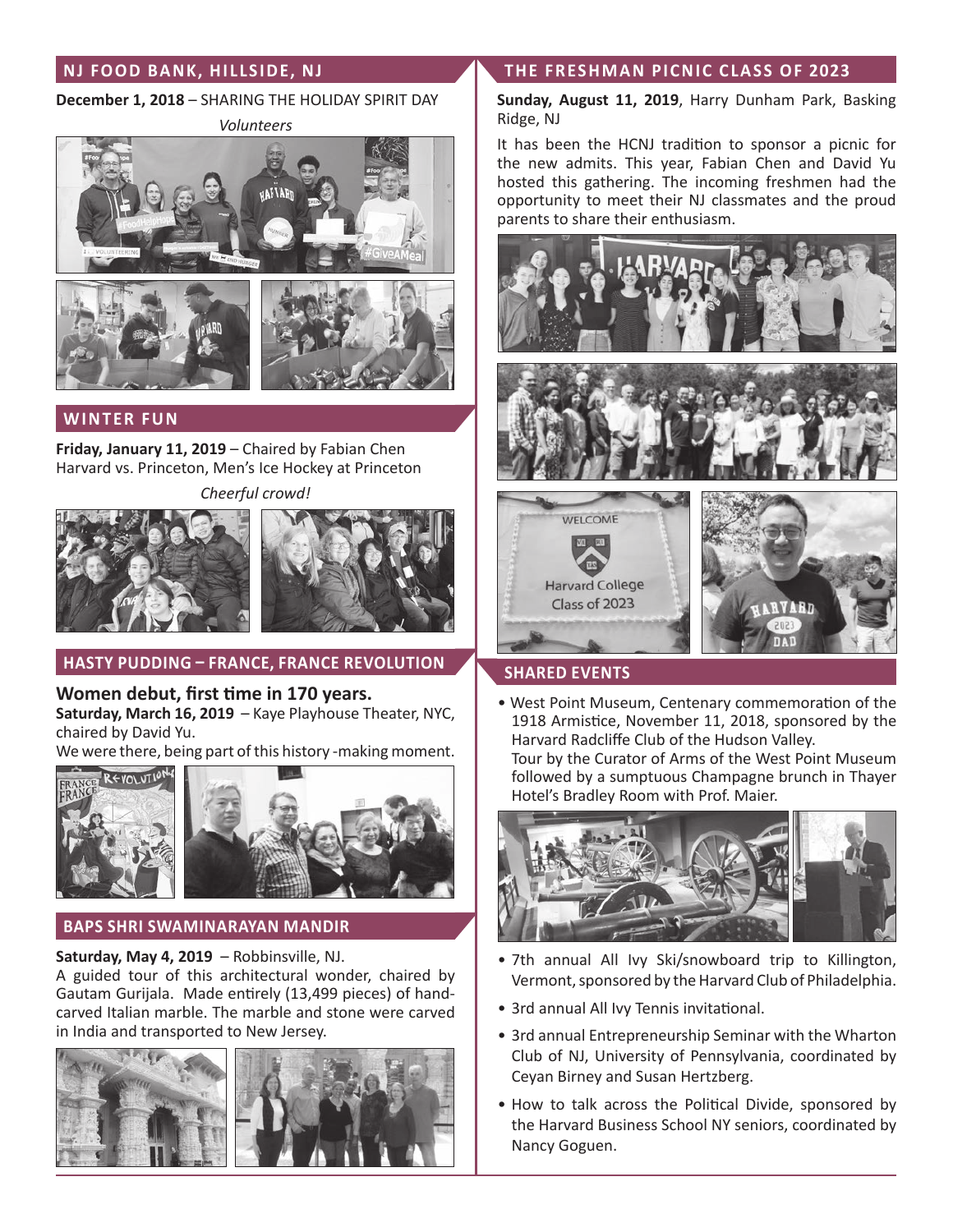## NJ FOOD BANK, HILLSIDE, NJ

**December 1, 2018** – SHARING THE HOLIDAY SPIRIT DAY

*Volunteers*

## WINTER FUN

**Friday, January 11, 2019** – Chaired by Fabian Chen
Harvard vs. Princeton, Men's Ice Hockey at Princeton

*Cheerful crowd!*

## HASTY PUDDING – FRANCE, FRANCE REVOLUTION

### Women debut, first time in 170 years.

**Saturday, March 16, 2019** – Kaye Playhouse Theater, NYC, chaired by David Yu.

We were there, being part of this history -making moment.

## BAPS SHRI SWAMINARAYAN MANDIR

**Saturday, May 4, 2019** – Robbinsville, NJ.

A guided tour of this architectural wonder, chaired by Gautam Gurijala. Made entirely (13,499 pieces) of hand-carved Italian marble. The marble and stone were carved in India and transported to New Jersey.

## THE FRESHMAN PICNIC CLASS OF 2023

**Sunday, August 11, 2019**, Harry Dunham Park, Basking Ridge, NJ

It has been the HCNJ tradition to sponsor a picnic for the new admits. This year, Fabian Chen and David Yu hosted this gathering. The incoming freshmen had the opportunity to meet their NJ classmates and the proud parents to share their enthusiasm.

## SHARED EVENTS

- West Point Museum, Centenary commemoration of the 1918 Armistice, November 11, 2018, sponsored by the Harvard Radcliffe Club of the Hudson Valley.
  Tour by the Curator of Arms of the West Point Museum followed by a sumptuous Champagne brunch in Thayer Hotel's Bradley Room with Prof. Maier.
- 7th annual All Ivy Ski/snowboard trip to Killington, Vermont, sponsored by the Harvard Club of Philadelphia.
- 3rd annual All Ivy Tennis invitational.
- 3rd annual Entrepreneurship Seminar with the Wharton Club of NJ, University of Pennsylvania, coordinated by Ceyan Birney and Susan Hertzberg.
- How to talk across the Political Divide, sponsored by the Harvard Business School NY seniors, coordinated by Nancy Goguen.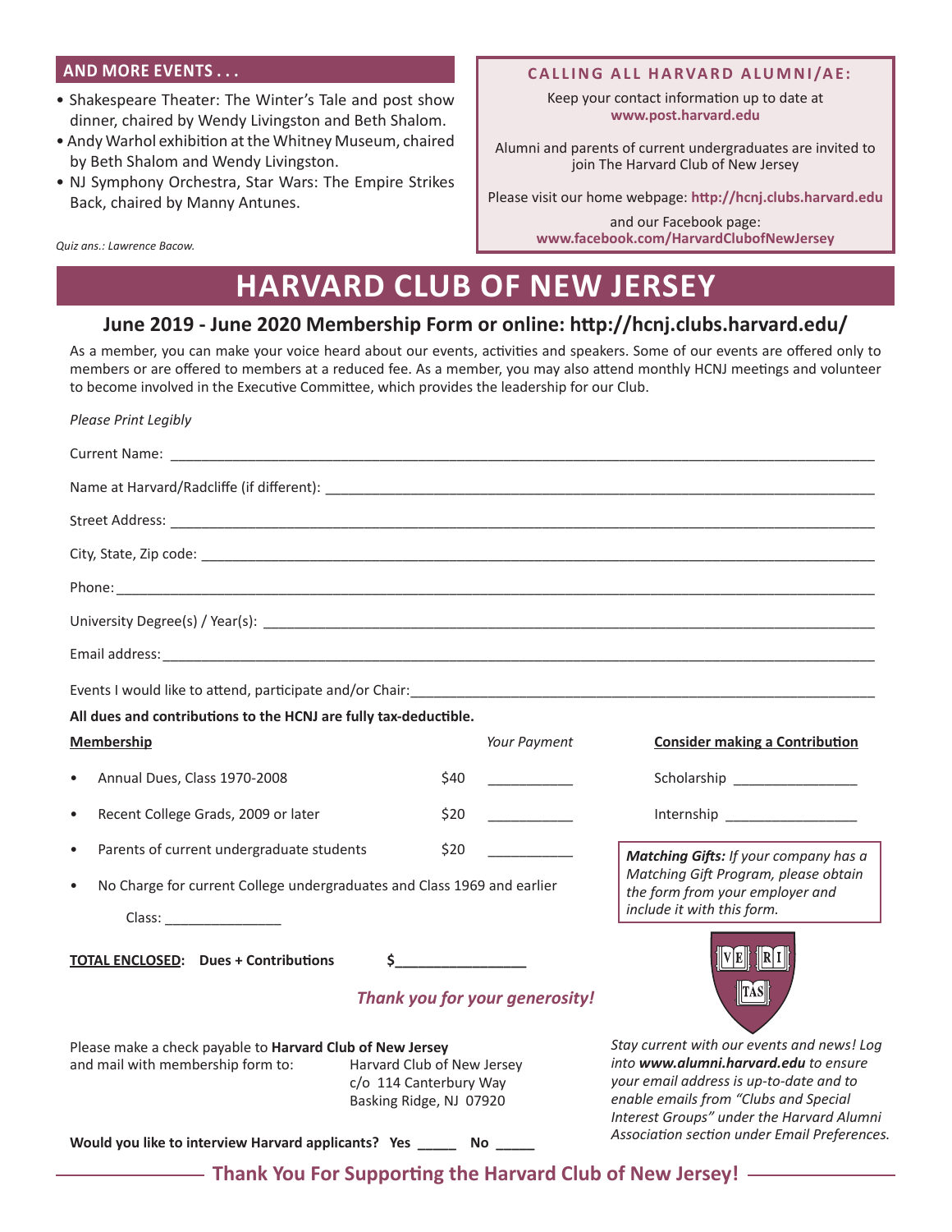## AND MORE EVENTS . . .

- Shakespeare Theater: The Winter's Tale and post show dinner, chaired by Wendy Livingston and Beth Shalom.
- Andy Warhol exhibition at the Whitney Museum, chaired by Beth Shalom and Wendy Livingston.
- NJ Symphony Orchestra, Star Wars: The Empire Strikes Back, chaired by Manny Antunes.

*Quiz ans.: Lawrence Bacow.*

### CALLING ALL HARVARD ALUMNI/AE:

Keep your contact information up to date at **www.post.harvard.edu**

Alumni and parents of current undergraduates are invited to join The Harvard Club of New Jersey

Please visit our home webpage: **http://hcnj.clubs.harvard.edu**

and our Facebook page: **www.facebook.com/HarvardClubofNewJersey**

# HARVARD CLUB OF NEW JERSEY

## June 2019 - June 2020 Membership Form or online: http://hcnj.clubs.harvard.edu/

As a member, you can make your voice heard about our events, activities and speakers. Some of our events are offered only to members or are offered to members at a reduced fee. As a member, you may also attend monthly HCNJ meetings and volunteer to become involved in the Executive Committee, which provides the leadership for our Club.

*Please Print Legibly*

Current Name: ____________________

Name at Harvard/Radcliffe (if different): ____________________

Street Address: ____________________

City, State, Zip code: ____________________

Phone: ____________________

University Degree(s) / Year(s): ____________________

Email address: ____________________

Events I would like to attend, participate and/or Chair: ____________________

**All dues and contributions to the HCNJ are fully tax-deductible.**

| **Membership** | | *Your Payment* |
|---|---|---|
| • Annual Dues, Class 1970-2008 | $40 | ________ |
| • Recent College Grads, 2009 or later | $20 | ________ |
| • Parents of current undergraduate students | $20 | ________ |
| • No Charge for current College undergraduates and Class 1969 and earlier | | |

Class: ____________

**Consider making a Contribution**

Scholarship ____________

Internship ____________

***Matching Gifts:*** *If your company has a Matching Gift Program, please obtain the form from your employer and include it with this form.*

**TOTAL ENCLOSED: Dues + Contributions** $____________

*Thank you for your generosity!*

VE RI TAS

Please make a check payable to **Harvard Club of New Jersey** and mail with membership form to:

Harvard Club of New Jersey
c/o 114 Canterbury Way
Basking Ridge, NJ 07920

*Stay current with our events and news! Log into **www.alumni.harvard.edu** to ensure your email address is up-to-date and to enable emails from "Clubs and Special Interest Groups" under the Harvard Alumni Association section under Email Preferences.*

**Would you like to interview Harvard applicants? Yes _____ No _____**

**Thank You For Supporting the Harvard Club of New Jersey!**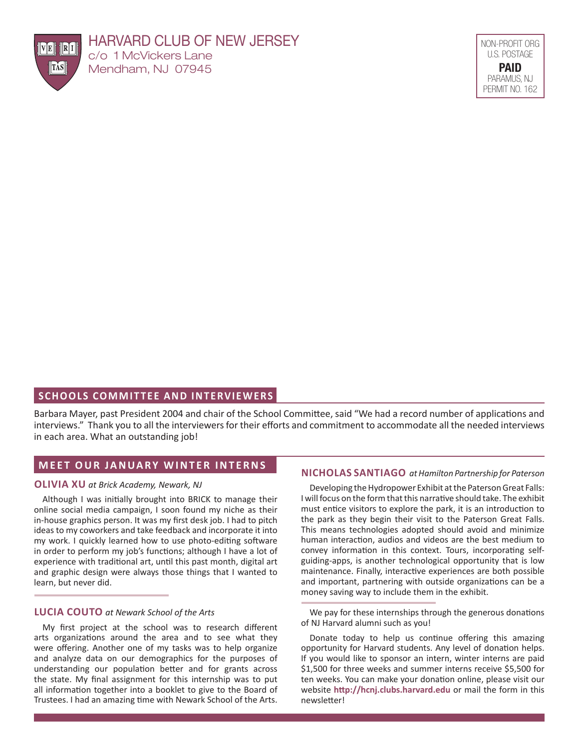HARVARD CLUB OF NEW JERSEY
c/o 1 McVickers Lane
Mendham, NJ 07945

NON-PROFIT ORG
U.S. POSTAGE
**PAID**
PARAMUS, NJ
PERMIT NO. 162

## SCHOOLS COMMITTEE AND INTERVIEWERS

Barbara Mayer, past President 2004 and chair of the School Committee, said "We had a record number of applications and interviews." Thank you to all the interviewers for their efforts and commitment to accommodate all the needed interviews in each area. What an outstanding job!

## MEET OUR JANUARY WINTER INTERNS

### OLIVIA XU *at Brick Academy, Newark, NJ*

Although I was initially brought into BRICK to manage their online social media campaign, I soon found my niche as their in-house graphics person. It was my first desk job. I had to pitch ideas to my coworkers and take feedback and incorporate it into my work. I quickly learned how to use photo-editing software in order to perform my job's functions; although I have a lot of experience with traditional art, until this past month, digital art and graphic design were always those things that I wanted to learn, but never did.

### LUCIA COUTO *at Newark School of the Arts*

My first project at the school was to research different arts organizations around the area and to see what they were offering. Another one of my tasks was to help organize and analyze data on our demographics for the purposes of understanding our population better and for grants across the state. My final assignment for this internship was to put all information together into a booklet to give to the Board of Trustees. I had an amazing time with Newark School of the Arts.

### NICHOLAS SANTIAGO *at Hamilton Partnership for Paterson*

Developing the Hydropower Exhibit at the Paterson Great Falls: I will focus on the form that this narrative should take. The exhibit must entice visitors to explore the park, it is an introduction to the park as they begin their visit to the Paterson Great Falls. This means technologies adopted should avoid and minimize human interaction, audios and videos are the best medium to convey information in this context. Tours, incorporating self-guiding-apps, is another technological opportunity that is low maintenance. Finally, interactive experiences are both possible and important, partnering with outside organizations can be a money saving way to include them in the exhibit.

We pay for these internships through the generous donations of NJ Harvard alumni such as you!

Donate today to help us continue offering this amazing opportunity for Harvard students. Any level of donation helps. If you would like to sponsor an intern, winter interns are paid $1,500 for three weeks and summer interns receive $5,500 for ten weeks. You can make your donation online, please visit our website **http://hcnj.clubs.harvard.edu** or mail the form in this newsletter!